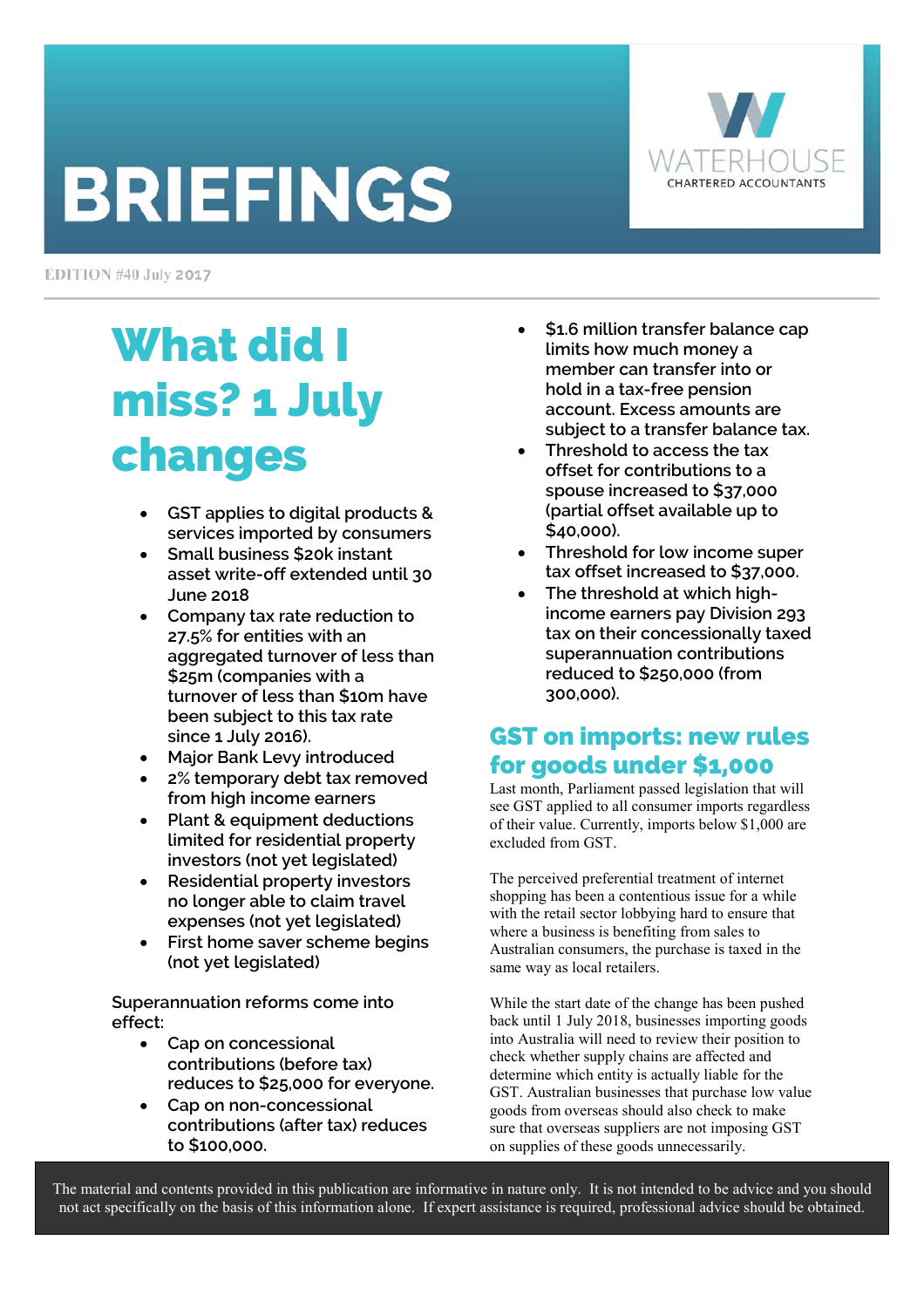# BRIEFINGS

WATERHOUSE
CHARTERED ACCOUNTANTS

EDITION #40 July 2017

## What did I miss? 1 July changes

- GST applies to digital products & services imported by consumers
- Small business $20k instant asset write-off extended until 30 June 2018
- Company tax rate reduction to 27.5% for entities with an aggregated turnover of less than $25m (companies with a turnover of less than $10m have been subject to this tax rate since 1 July 2016).
- Major Bank Levy introduced
- 2% temporary debt tax removed from high income earners
- Plant & equipment deductions limited for residential property investors (not yet legislated)
- Residential property investors no longer able to claim travel expenses (not yet legislated)
- First home saver scheme begins (not yet legislated)

Superannuation reforms come into effect:

- Cap on concessional contributions (before tax) reduces to $25,000 for everyone.
- Cap on non-concessional contributions (after tax) reduces to $100,000.
- $1.6 million transfer balance cap limits how much money a member can transfer into or hold in a tax-free pension account. Excess amounts are subject to a transfer balance tax.
- Threshold to access the tax offset for contributions to a spouse increased to $37,000 (partial offset available up to $40,000).
- Threshold for low income super tax offset increased to $37,000.
- The threshold at which high-income earners pay Division 293 tax on their concessionally taxed superannuation contributions reduced to $250,000 (from 300,000).

## GST on imports: new rules for goods under $1,000

Last month, Parliament passed legislation that will see GST applied to all consumer imports regardless of their value. Currently, imports below $1,000 are excluded from GST.

The perceived preferential treatment of internet shopping has been a contentious issue for a while with the retail sector lobbying hard to ensure that where a business is benefiting from sales to Australian consumers, the purchase is taxed in the same way as local retailers.

While the start date of the change has been pushed back until 1 July 2018, businesses importing goods into Australia will need to review their position to check whether supply chains are affected and determine which entity is actually liable for the GST. Australian businesses that purchase low value goods from overseas should also check to make sure that overseas suppliers are not imposing GST on supplies of these goods unnecessarily.

The material and contents provided in this publication are informative in nature only. It is not intended to be advice and you should not act specifically on the basis of this information alone. If expert assistance is required, professional advice should be obtained.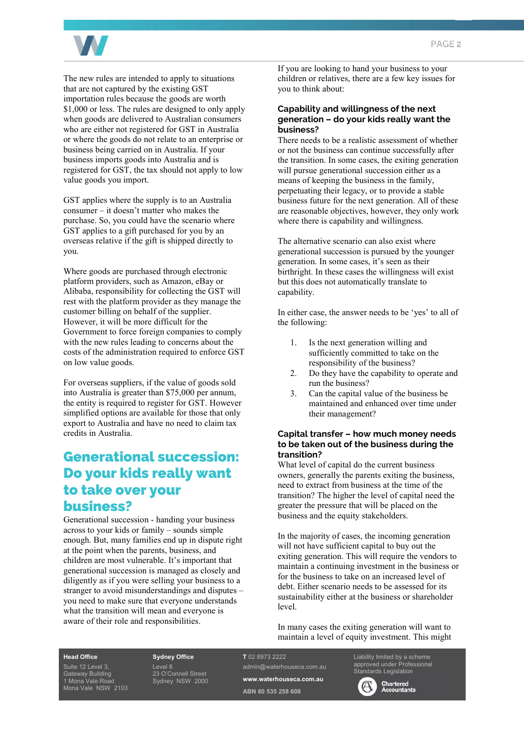The new rules are intended to apply to situations that are not captured by the existing GST importation rules because the goods are worth $1,000 or less. The rules are designed to only apply when goods are delivered to Australian consumers who are either not registered for GST in Australia or where the goods do not relate to an enterprise or business being carried on in Australia. If your business imports goods into Australia and is registered for GST, the tax should not apply to low value goods you import.

GST applies where the supply is to an Australia consumer – it doesn't matter who makes the purchase. So, you could have the scenario where GST applies to a gift purchased for you by an overseas relative if the gift is shipped directly to you.

Where goods are purchased through electronic platform providers, such as Amazon, eBay or Alibaba, responsibility for collecting the GST will rest with the platform provider as they manage the customer billing on behalf of the supplier. However, it will be more difficult for the Government to force foreign companies to comply with the new rules leading to concerns about the costs of the administration required to enforce GST on low value goods.

For overseas suppliers, if the value of goods sold into Australia is greater than $75,000 per annum, the entity is required to register for GST. However simplified options are available for those that only export to Australia and have no need to claim tax credits in Australia.

# Generational succession: Do your kids really want to take over your business?

Generational succession - handing your business across to your kids or family – sounds simple enough. But, many families end up in dispute right at the point when the parents, business, and children are most vulnerable. It's important that generational succession is managed as closely and diligently as if you were selling your business to a stranger to avoid misunderstandings and disputes – you need to make sure that everyone understands what the transition will mean and everyone is aware of their role and responsibilities.

If you are looking to hand your business to your children or relatives, there are a few key issues for you to think about:

### Capability and willingness of the next generation – do your kids really want the business?

There needs to be a realistic assessment of whether or not the business can continue successfully after the transition. In some cases, the exiting generation will pursue generational succession either as a means of keeping the business in the family, perpetuating their legacy, or to provide a stable business future for the next generation. All of these are reasonable objectives, however, they only work where there is capability and willingness.

The alternative scenario can also exist where generational succession is pursued by the younger generation. In some cases, it's seen as their birthright. In these cases the willingness will exist but this does not automatically translate to capability.

In either case, the answer needs to be 'yes' to all of the following:

1. Is the next generation willing and sufficiently committed to take on the responsibility of the business?
2. Do they have the capability to operate and run the business?
3. Can the capital value of the business be maintained and enhanced over time under their management?

### Capital transfer – how much money needs to be taken out of the business during the transition?

What level of capital do the current business owners, generally the parents exiting the business, need to extract from business at the time of the transition? The higher the level of capital need the greater the pressure that will be placed on the business and the equity stakeholders.

In the majority of cases, the incoming generation will not have sufficient capital to buy out the exiting generation. This will require the vendors to maintain a continuing investment in the business or for the business to take on an increased level of debt. Either scenario needs to be assessed for its sustainability either at the business or shareholder level.

In many cases the exiting generation will want to maintain a level of equity investment. This might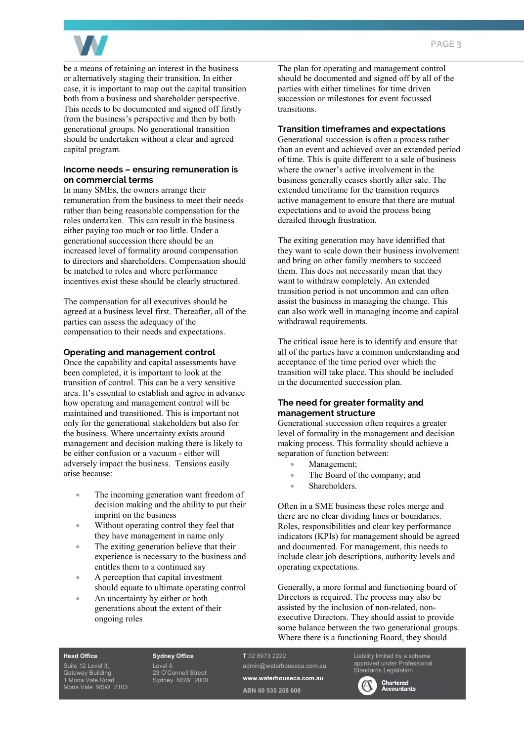be a means of retaining an interest in the business or alternatively staging their transition. In either case, it is important to map out the capital transition both from a business and shareholder perspective. This needs to be documented and signed off firstly from the business's perspective and then by both generational groups. No generational transition should be undertaken without a clear and agreed capital program.

### Income needs – ensuring remuneration is on commercial terms

In many SMEs, the owners arrange their remuneration from the business to meet their needs rather than being reasonable compensation for the roles undertaken. This can result in the business either paying too much or too little. Under a generational succession there should be an increased level of formality around compensation to directors and shareholders. Compensation should be matched to roles and where performance incentives exist these should be clearly structured.

The compensation for all executives should be agreed at a business level first. Thereafter, all of the parties can assess the adequacy of the compensation to their needs and expectations.

### Operating and management control

Once the capability and capital assessments have been completed, it is important to look at the transition of control. This can be a very sensitive area. It's essential to establish and agree in advance how operating and management control will be maintained and transitioned. This is important not only for the generational stakeholders but also for the business. Where uncertainty exists around management and decision making there is likely to be either confusion or a vacuum - either will adversely impact the business. Tensions easily arise because:

- The incoming generation want freedom of decision making and the ability to put their imprint on the business
- Without operating control they feel that they have management in name only
- The exiting generation believe that their experience is necessary to the business and entitles them to a continued say
- A perception that capital investment should equate to ultimate operating control
- An uncertainty by either or both generations about the extent of their ongoing roles

The plan for operating and management control should be documented and signed off by all of the parties with either timelines for time driven succession or milestones for event focussed transitions.

### Transition timeframes and expectations

Generational succession is often a process rather than an event and achieved over an extended period of time. This is quite different to a sale of business where the owner's active involvement in the business generally ceases shortly after sale. The extended timeframe for the transition requires active management to ensure that there are mutual expectations and to avoid the process being derailed through frustration.

The exiting generation may have identified that they want to scale down their business involvement and bring on other family members to succeed them. This does not necessarily mean that they want to withdraw completely. An extended transition period is not uncommon and can often assist the business in managing the change. This can also work well in managing income and capital withdrawal requirements.

The critical issue here is to identify and ensure that all of the parties have a common understanding and acceptance of the time period over which the transition will take place. This should be included in the documented succession plan.

### The need for greater formality and management structure

Generational succession often requires a greater level of formality in the management and decision making process. This formality should achieve a separation of function between:

- Management;
- The Board of the company; and
- Shareholders.

Often in a SME business these roles merge and there are no clear dividing lines or boundaries. Roles, responsibilities and clear key performance indicators (KPIs) for management should be agreed and documented. For management, this needs to include clear job descriptions, authority levels and operating expectations.

Generally, a more formal and functioning board of Directors is required. The process may also be assisted by the inclusion of non-related, non-executive Directors. They should assist to provide some balance between the two generational groups. Where there is a functioning Board, they should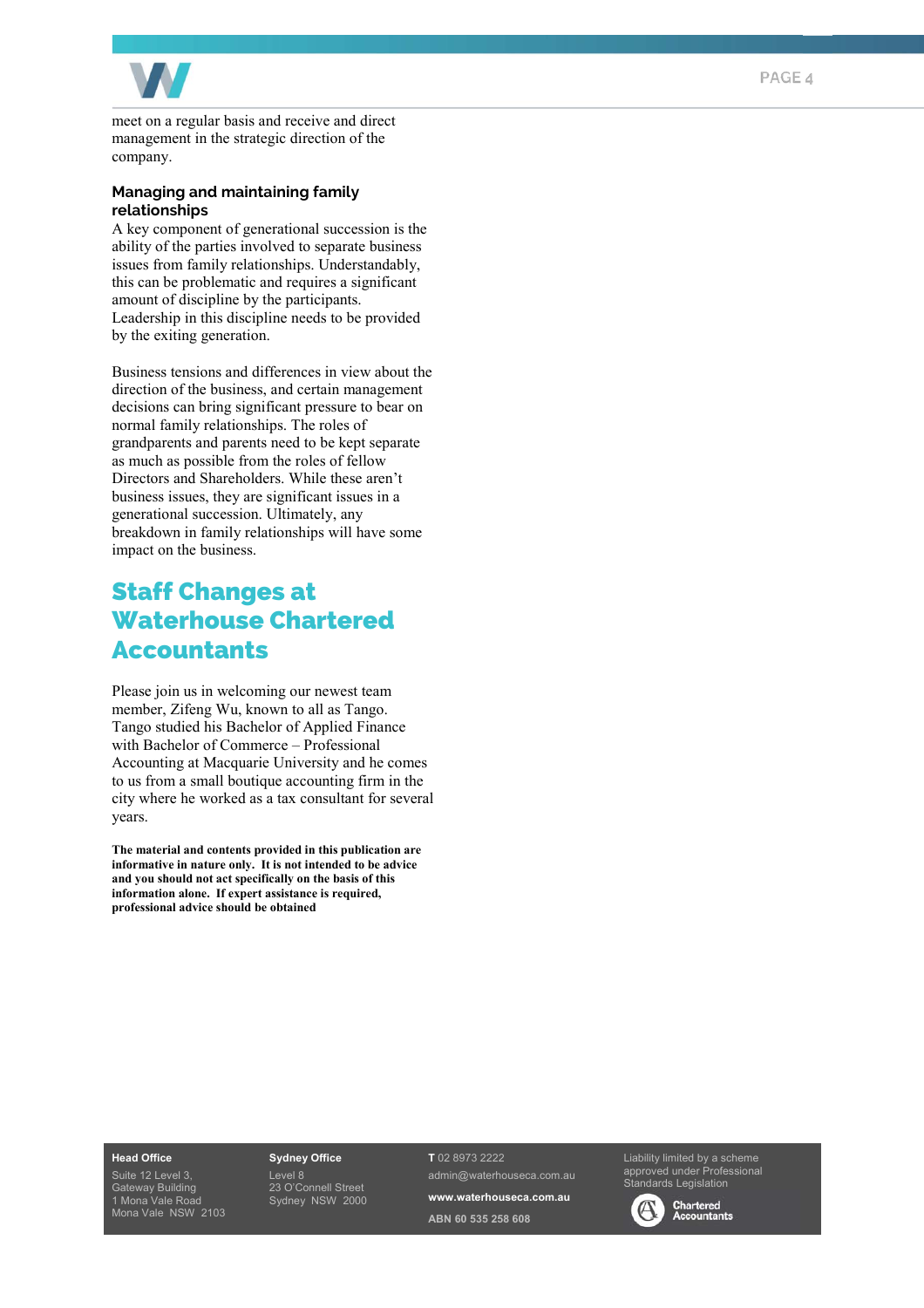meet on a regular basis and receive and direct management in the strategic direction of the company.

### Managing and maintaining family relationships

A key component of generational succession is the ability of the parties involved to separate business issues from family relationships. Understandably, this can be problematic and requires a significant amount of discipline by the participants. Leadership in this discipline needs to be provided by the exiting generation.

Business tensions and differences in view about the direction of the business, and certain management decisions can bring significant pressure to bear on normal family relationships. The roles of grandparents and parents need to be kept separate as much as possible from the roles of fellow Directors and Shareholders. While these aren't business issues, they are significant issues in a generational succession. Ultimately, any breakdown in family relationships will have some impact on the business.

## Staff Changes at Waterhouse Chartered Accountants

Please join us in welcoming our newest team member, Zifeng Wu, known to all as Tango. Tango studied his Bachelor of Applied Finance with Bachelor of Commerce – Professional Accounting at Macquarie University and he comes to us from a small boutique accounting firm in the city where he worked as a tax consultant for several years.

**The material and contents provided in this publication are informative in nature only. It is not intended to be advice and you should not act specifically on the basis of this information alone. If expert assistance is required, professional advice should be obtained**

**Head Office**
Suite 12 Level 3,
Gateway Building
1 Mona Vale Road
Mona Vale NSW 2103

**Sydney Office**
Level 8
23 O'Connell Street
Sydney NSW 2000

**T** 02 8973 2222
admin@waterhouseca.com.au
**www.waterhouseca.com.au**
**ABN 60 535 258 608**

Liability limited by a scheme approved under Professional Standards Legislation

Chartered Accountants